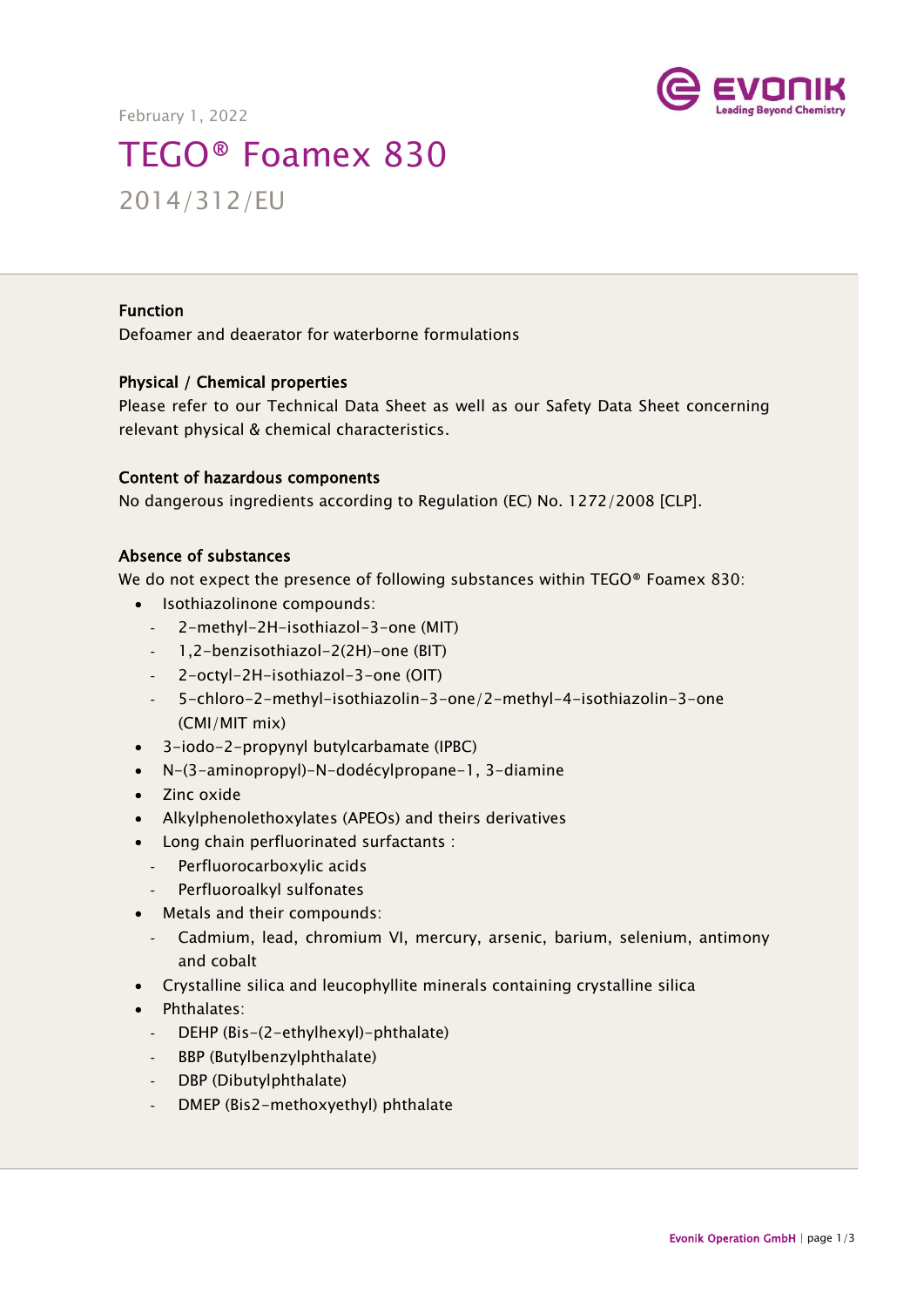February 1, 2022

# TEGO® Foamex 830

## 2014/312/EU

### Function

Defoamer and deaerator for waterborne formulations

### Physical / Chemical properties

Please refer to our Technical Data Sheet as well as our Safety Data Sheet concerning relevant physical & chemical characteristics.

### Content of hazardous components

No dangerous ingredients according to Regulation (EC) No. 1272/2008 [CLP].

### Absence of substances

We do not expect the presence of following substances within TEGO® Foamex 830:

- Isothiazolinone compounds:
  - 2-methyl-2H-isothiazol-3-one (MIT)
  - 1,2-benzisothiazol-2(2H)-one (BIT)
  - 2-octyl-2H-isothiazol-3-one (OIT)
  - 5-chloro-2-methyl-isothiazolin-3-one/2-methyl-4-isothiazolin-3-one (CMI/MIT mix)
- 3-iodo-2-propynyl butylcarbamate (IPBC)
- N-(3-aminopropyl)-N-dodécylpropane-1, 3-diamine
- Zinc oxide
- Alkylphenolethoxylates (APEOs) and theirs derivatives
- Long chain perfluorinated surfactants :
  - Perfluorocarboxylic acids
  - Perfluoroalkyl sulfonates
- Metals and their compounds:
  - Cadmium, lead, chromium VI, mercury, arsenic, barium, selenium, antimony and cobalt
- Crystalline silica and leucophyllite minerals containing crystalline silica
- Phthalates:
  - DEHP (Bis-(2-ethylhexyl)-phthalate)
  - BBP (Butylbenzylphthalate)
  - DBP (Dibutylphthalate)
  - DMEP (Bis2-methoxyethyl) phthalate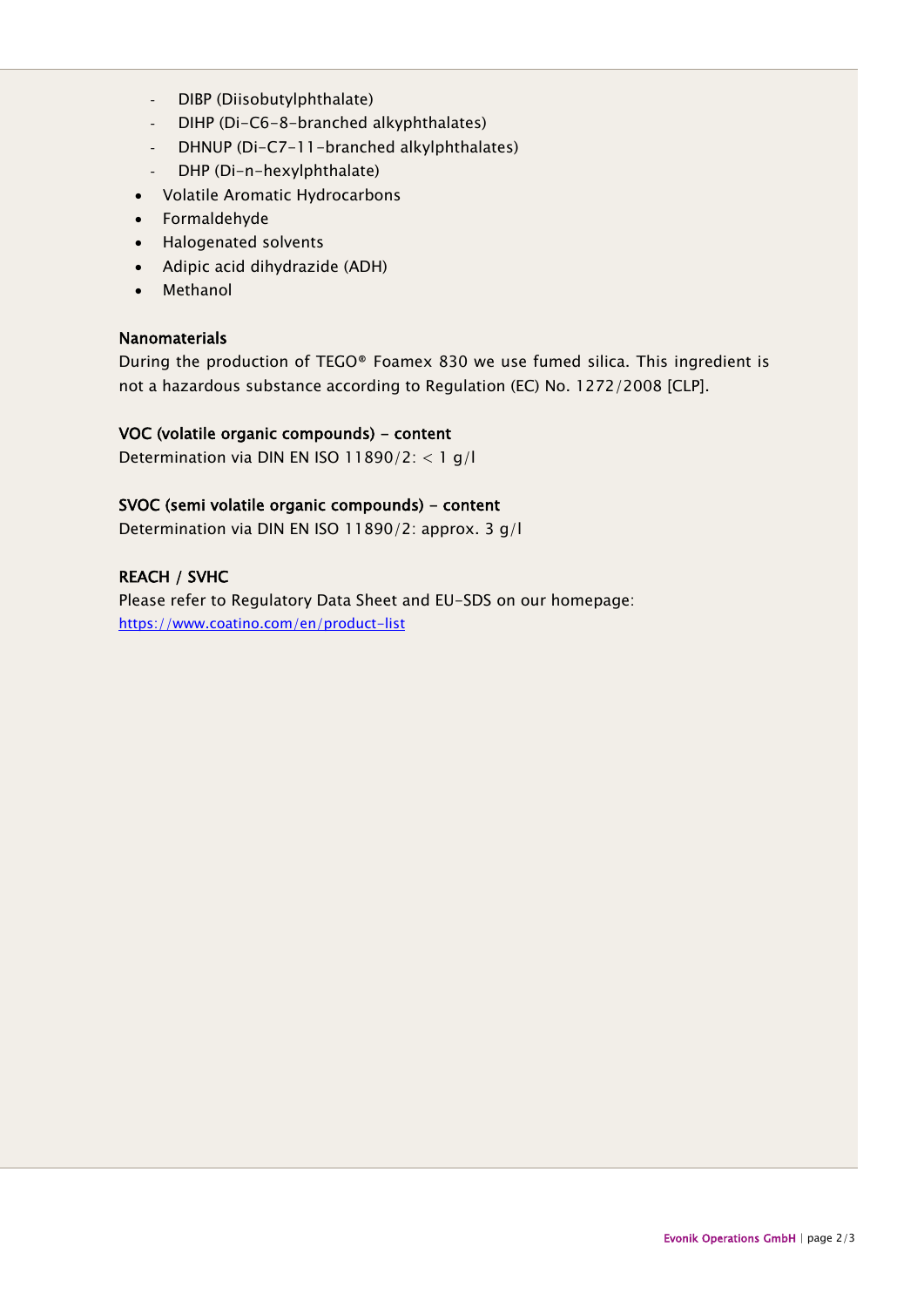- DIBP (Diisobutylphthalate)
  - DIHP (Di-C6-8-branched alkyphthalates)
  - DHNUP (Di-C7-11-branched alkylphthalates)
  - DHP (Di-n-hexylphthalate)
- Volatile Aromatic Hydrocarbons
- Formaldehyde
- Halogenated solvents
- Adipic acid dihydrazide (ADH)
- Methanol

**Nanomaterials**

During the production of TEGO® Foamex 830 we use fumed silica. This ingredient is not a hazardous substance according to Regulation (EC) No. 1272/2008 [CLP].

**VOC (volatile organic compounds) – content**

Determination via DIN EN ISO 11890/2: < 1 g/l

**SVOC (semi volatile organic compounds) – content**

Determination via DIN EN ISO 11890/2: approx. 3 g/l

**REACH / SVHC**

Please refer to Regulatory Data Sheet and EU-SDS on our homepage:
[https://www.coatino.com/en/product-list](https://www.coatino.com/en/product-list)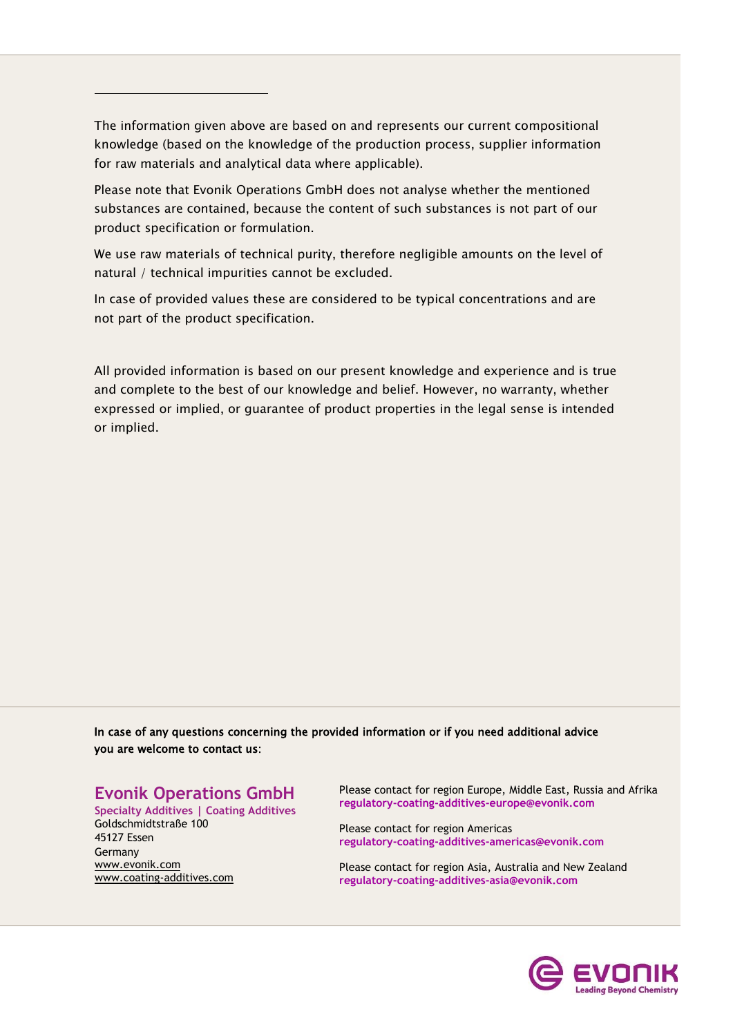---

The information given above are based on and represents our current compositional knowledge (based on the knowledge of the production process, supplier information for raw materials and analytical data where applicable).

Please note that Evonik Operations GmbH does not analyse whether the mentioned substances are contained, because the content of such substances is not part of our product specification or formulation.

We use raw materials of technical purity, therefore negligible amounts on the level of natural / technical impurities cannot be excluded.

In case of provided values these are considered to be typical concentrations and are not part of the product specification.

All provided information is based on our present knowledge and experience and is true and complete to the best of our knowledge and belief. However, no warranty, whether expressed or implied, or guarantee of product properties in the legal sense is intended or implied.

**In case of any questions concerning the provided information or if you need additional advice you are welcome to contact us:**

## Evonik Operations GmbH

**Specialty Additives | Coating Additives**
Goldschmidtstraße 100
45127 Essen
Germany
www.evonik.com
www.coating-additives.com

Please contact for region Europe, Middle East, Russia and Afrika
**regulatory-coating-additives-europe@evonik.com**

Please contact for region Americas
**regulatory-coating-additives-americas@evonik.com**

Please contact for region Asia, Australia and New Zealand
**regulatory-coating-additives-asia@evonik.com**

EVONIK
Leading Beyond Chemistry